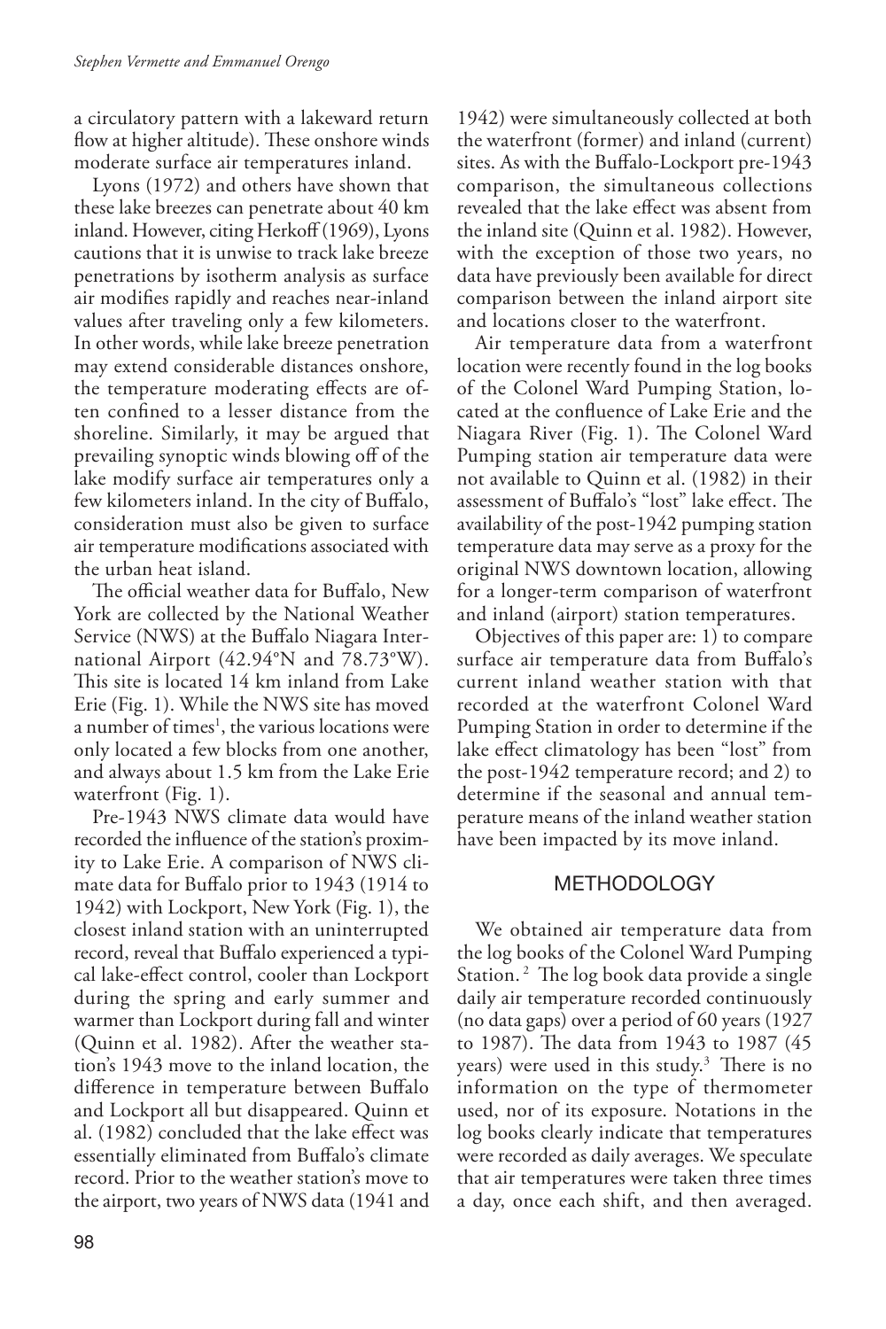a circulatory pattern with a lakeward return flow at higher altitude). These onshore winds moderate surface air temperatures inland.

Lyons (1972) and others have shown that these lake breezes can penetrate about 40 km inland. However, citing Herkoff (1969), Lyons cautions that it is unwise to track lake breeze penetrations by isotherm analysis as surface air modifies rapidly and reaches near-inland values after traveling only a few kilometers. In other words, while lake breeze penetration may extend considerable distances onshore, the temperature moderating effects are often confined to a lesser distance from the shoreline. Similarly, it may be argued that prevailing synoptic winds blowing off of the lake modify surface air temperatures only a few kilometers inland. In the city of Buffalo, consideration must also be given to surface air temperature modifications associated with the urban heat island.

The official weather data for Buffalo, New York are collected by the National Weather Service (NWS) at the Buffalo Niagara International Airport (42.94°N and 78.73°W). This site is located 14 km inland from Lake Erie (Fig. 1). While the NWS site has moved a number of times[1], the various locations were only located a few blocks from one another, and always about 1.5 km from the Lake Erie waterfront (Fig. 1).

Pre-1943 NWS climate data would have recorded the influence of the station's proximity to Lake Erie. A comparison of NWS climate data for Buffalo prior to 1943 (1914 to 1942) with Lockport, New York (Fig. 1), the closest inland station with an uninterrupted record, reveal that Buffalo experienced a typical lake-effect control, cooler than Lockport during the spring and early summer and warmer than Lockport during fall and winter (Quinn et al. 1982). After the weather station's 1943 move to the inland location, the difference in temperature between Buffalo and Lockport all but disappeared. Quinn et al. (1982) concluded that the lake effect was essentially eliminated from Buffalo's climate record. Prior to the weather station's move to the airport, two years of NWS data (1941 and 1942) were simultaneously collected at both the waterfront (former) and inland (current) sites. As with the Buffalo-Lockport pre-1943 comparison, the simultaneous collections revealed that the lake effect was absent from the inland site (Quinn et al. 1982). However, with the exception of those two years, no data have previously been available for direct comparison between the inland airport site and locations closer to the waterfront.

Air temperature data from a waterfront location were recently found in the log books of the Colonel Ward Pumping Station, located at the confluence of Lake Erie and the Niagara River (Fig. 1). The Colonel Ward Pumping station air temperature data were not available to Quinn et al. (1982) in their assessment of Buffalo's "lost" lake effect. The availability of the post-1942 pumping station temperature data may serve as a proxy for the original NWS downtown location, allowing for a longer-term comparison of waterfront and inland (airport) station temperatures.

Objectives of this paper are: 1) to compare surface air temperature data from Buffalo's current inland weather station with that recorded at the waterfront Colonel Ward Pumping Station in order to determine if the lake effect climatology has been "lost" from the post-1942 temperature record; and 2) to determine if the seasonal and annual temperature means of the inland weather station have been impacted by its move inland.

## METHODOLOGY

We obtained air temperature data from the log books of the Colonel Ward Pumping Station.[2] The log book data provide a single daily air temperature recorded continuously (no data gaps) over a period of 60 years (1927 to 1987). The data from 1943 to 1987 (45 years) were used in this study.[3] There is no information on the type of thermometer used, nor of its exposure. Notations in the log books clearly indicate that temperatures were recorded as daily averages. We speculate that air temperatures were taken three times a day, once each shift, and then averaged.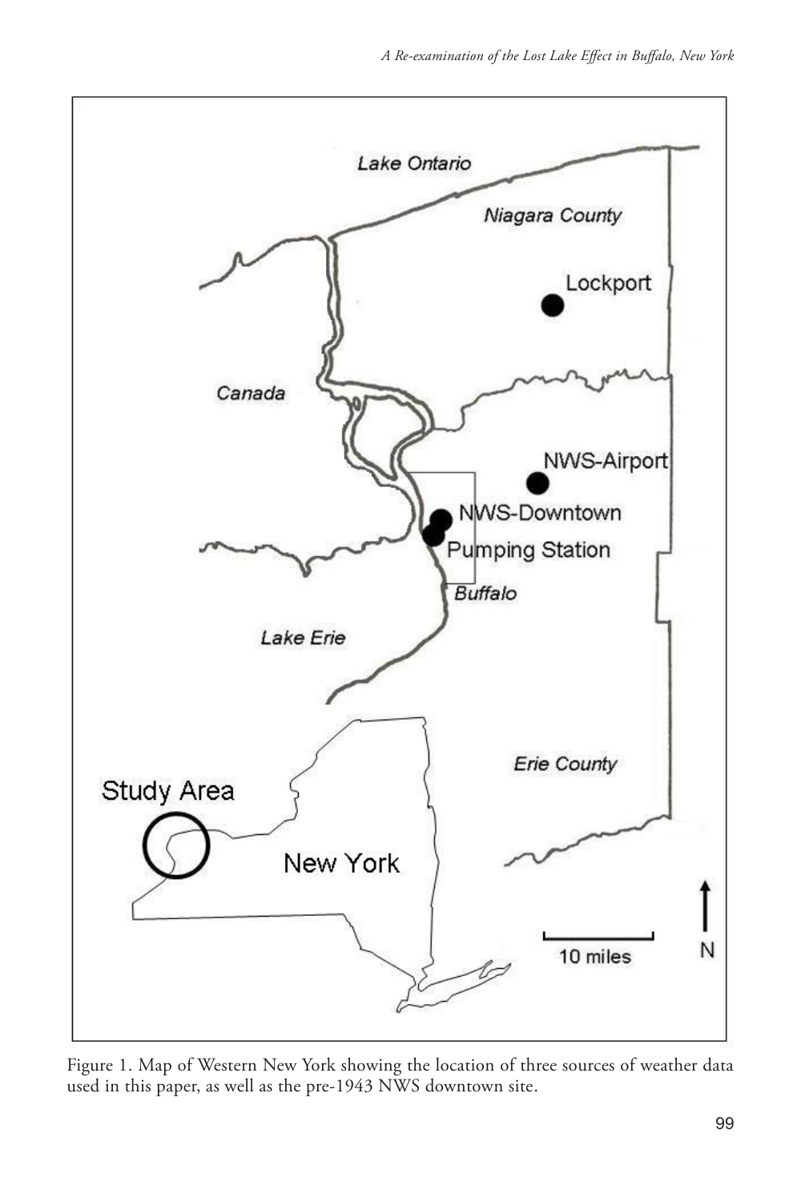Figure 1. Map of Western New York showing the location of three sources of weather data used in this paper, as well as the pre-1943 NWS downtown site.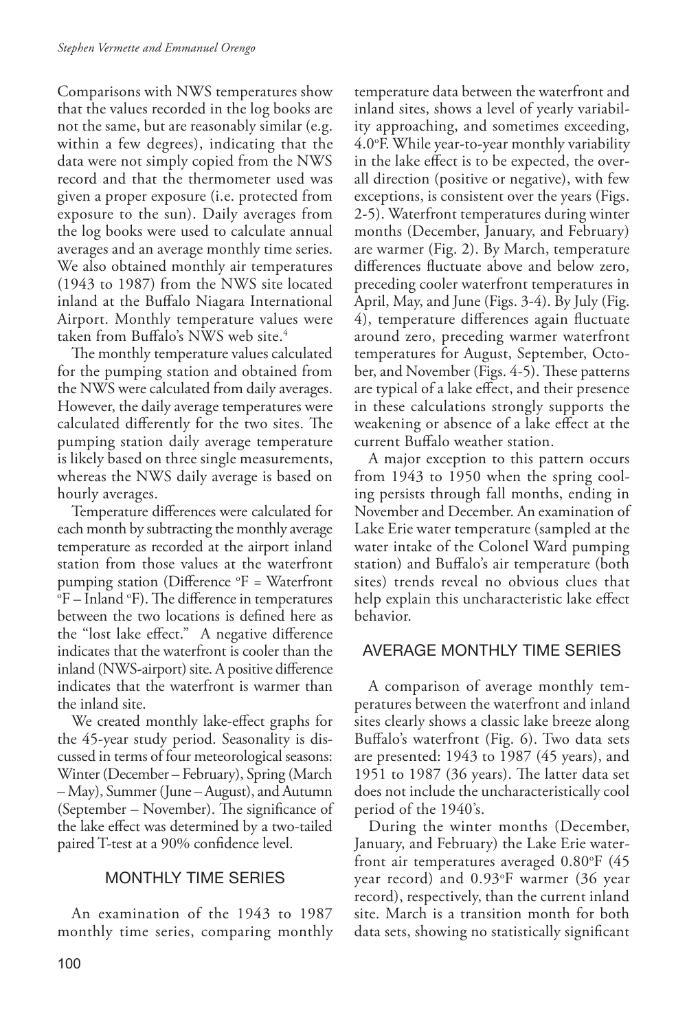Comparisons with NWS temperatures show that the values recorded in the log books are not the same, but are reasonably similar (e.g. within a few degrees), indicating that the data were not simply copied from the NWS record and that the thermometer used was given a proper exposure (i.e. protected from exposure to the sun). Daily averages from the log books were used to calculate annual averages and an average monthly time series. We also obtained monthly air temperatures (1943 to 1987) from the NWS site located inland at the Buffalo Niagara International Airport. Monthly temperature values were taken from Buffalo's NWS web site.[4]

The monthly temperature values calculated for the pumping station and obtained from the NWS were calculated from daily averages. However, the daily average temperatures were calculated differently for the two sites. The pumping station daily average temperature is likely based on three single measurements, whereas the NWS daily average is based on hourly averages.

Temperature differences were calculated for each month by subtracting the monthly average temperature as recorded at the airport inland station from those values at the waterfront pumping station (Difference °F = Waterfront °F – Inland °F). The difference in temperatures between the two locations is defined here as the "lost lake effect." A negative difference indicates that the waterfront is cooler than the inland (NWS-airport) site. A positive difference indicates that the waterfront is warmer than the inland site.

We created monthly lake-effect graphs for the 45-year study period. Seasonality is discussed in terms of four meteorological seasons: Winter (December – February), Spring (March – May), Summer (June – August), and Autumn (September – November). The significance of the lake effect was determined by a two-tailed paired T-test at a 90% confidence level.

## MONTHLY TIME SERIES

An examination of the 1943 to 1987 monthly time series, comparing monthly temperature data between the waterfront and inland sites, shows a level of yearly variability approaching, and sometimes exceeding, 4.0°F. While year-to-year monthly variability in the lake effect is to be expected, the overall direction (positive or negative), with few exceptions, is consistent over the years (Figs. 2-5). Waterfront temperatures during winter months (December, January, and February) are warmer (Fig. 2). By March, temperature differences fluctuate above and below zero, preceding cooler waterfront temperatures in April, May, and June (Figs. 3-4). By July (Fig. 4), temperature differences again fluctuate around zero, preceding warmer waterfront temperatures for August, September, October, and November (Figs. 4-5). These patterns are typical of a lake effect, and their presence in these calculations strongly supports the weakening or absence of a lake effect at the current Buffalo weather station.

A major exception to this pattern occurs from 1943 to 1950 when the spring cooling persists through fall months, ending in November and December. An examination of Lake Erie water temperature (sampled at the water intake of the Colonel Ward pumping station) and Buffalo's air temperature (both sites) trends reveal no obvious clues that help explain this uncharacteristic lake effect behavior.

## AVERAGE MONTHLY TIME SERIES

A comparison of average monthly temperatures between the waterfront and inland sites clearly shows a classic lake breeze along Buffalo's waterfront (Fig. 6). Two data sets are presented: 1943 to 1987 (45 years), and 1951 to 1987 (36 years). The latter data set does not include the uncharacteristically cool period of the 1940's.

During the winter months (December, January, and February) the Lake Erie waterfront air temperatures averaged 0.80°F (45 year record) and 0.93°F warmer (36 year record), respectively, than the current inland site. March is a transition month for both data sets, showing no statistically significant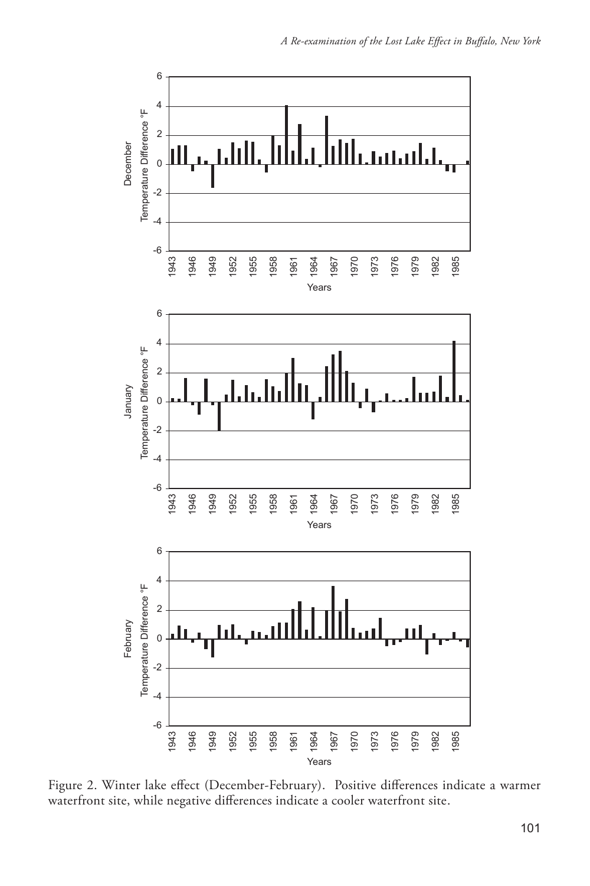Figure 2. Winter lake effect (December-February). Positive differences indicate a warmer waterfront site, while negative differences indicate a cooler waterfront site.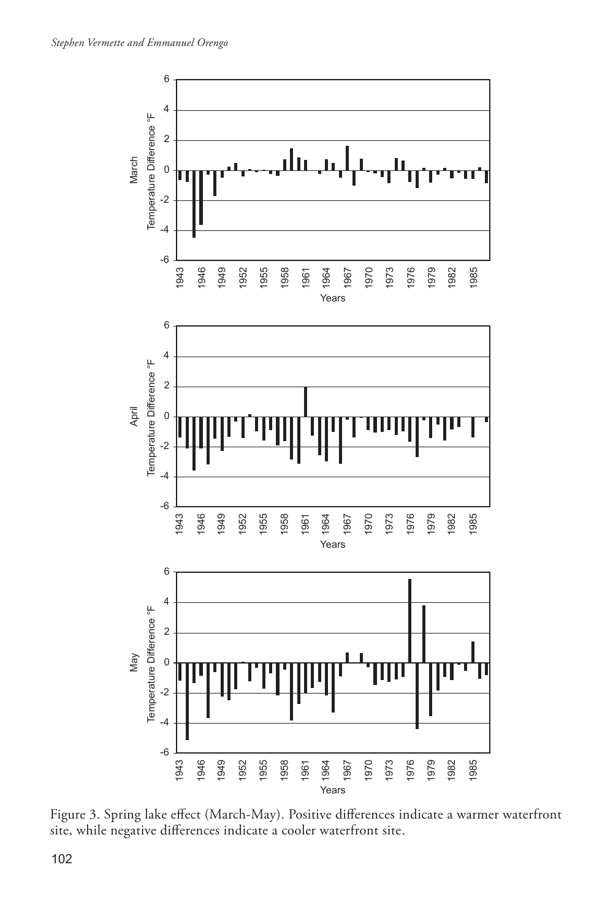Figure 3. Spring lake effect (March-May). Positive differences indicate a warmer waterfront site, while negative differences indicate a cooler waterfront site.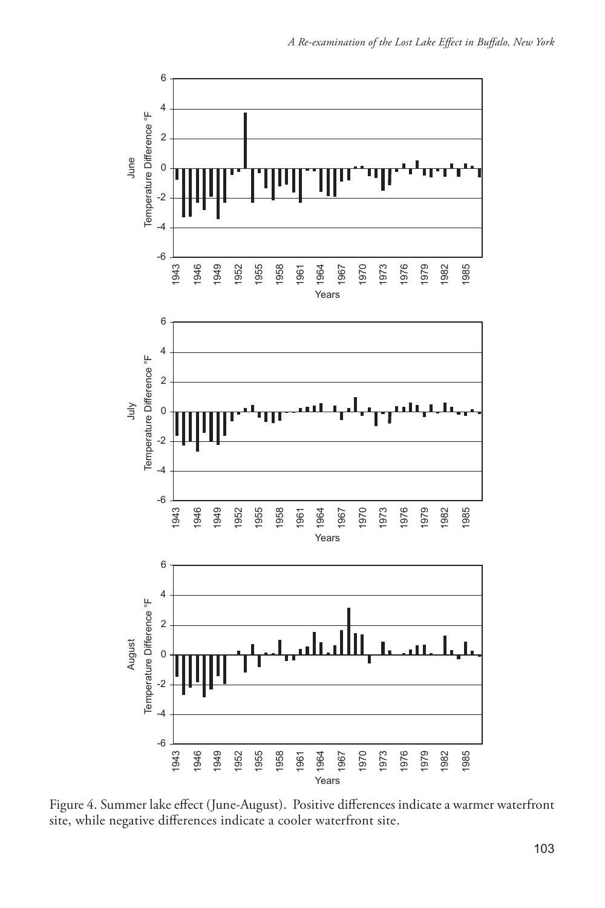Figure 4. Summer lake effect (June-August). Positive differences indicate a warmer waterfront site, while negative differences indicate a cooler waterfront site.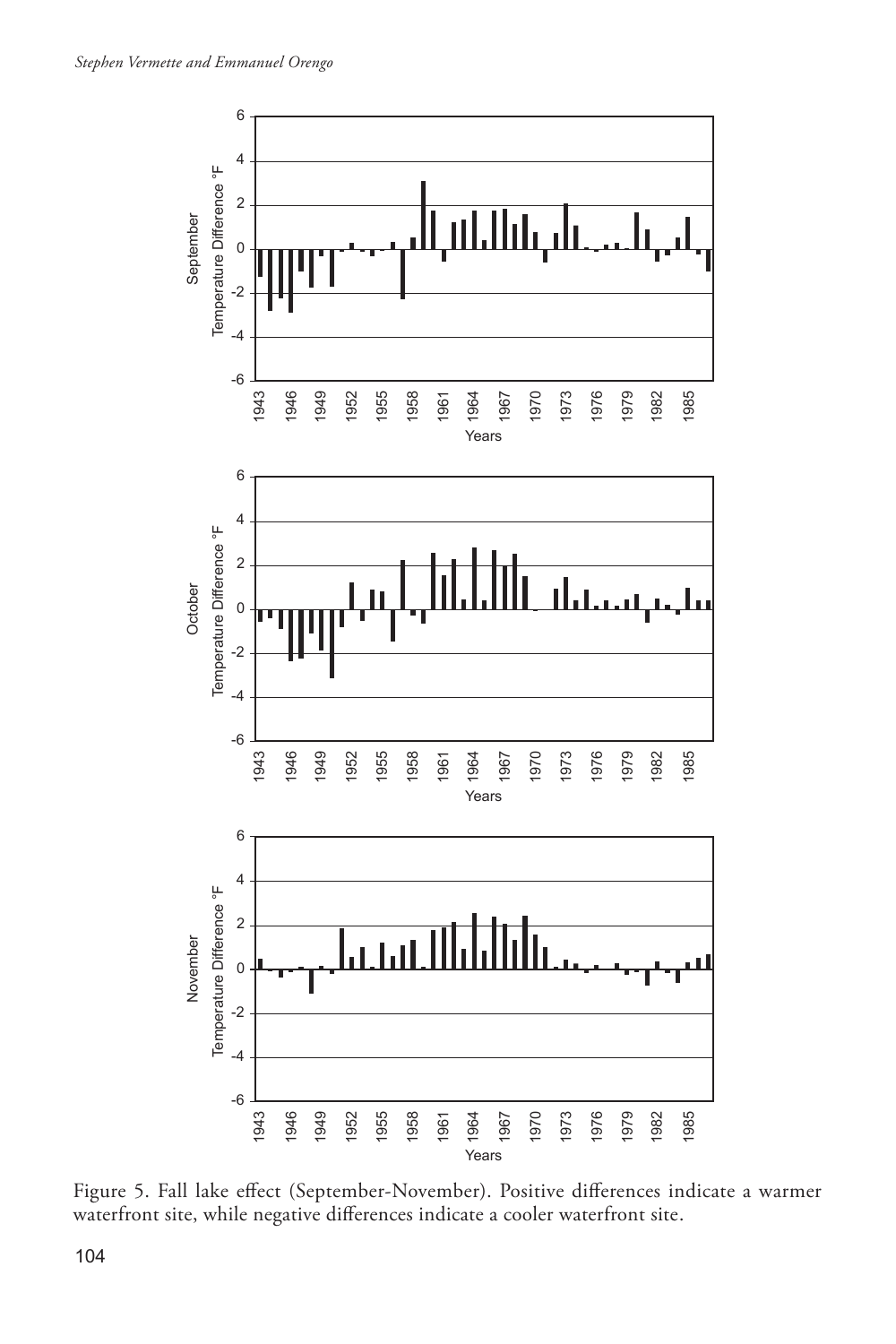Figure 5. Fall lake effect (September-November). Positive differences indicate a warmer waterfront site, while negative differences indicate a cooler waterfront site.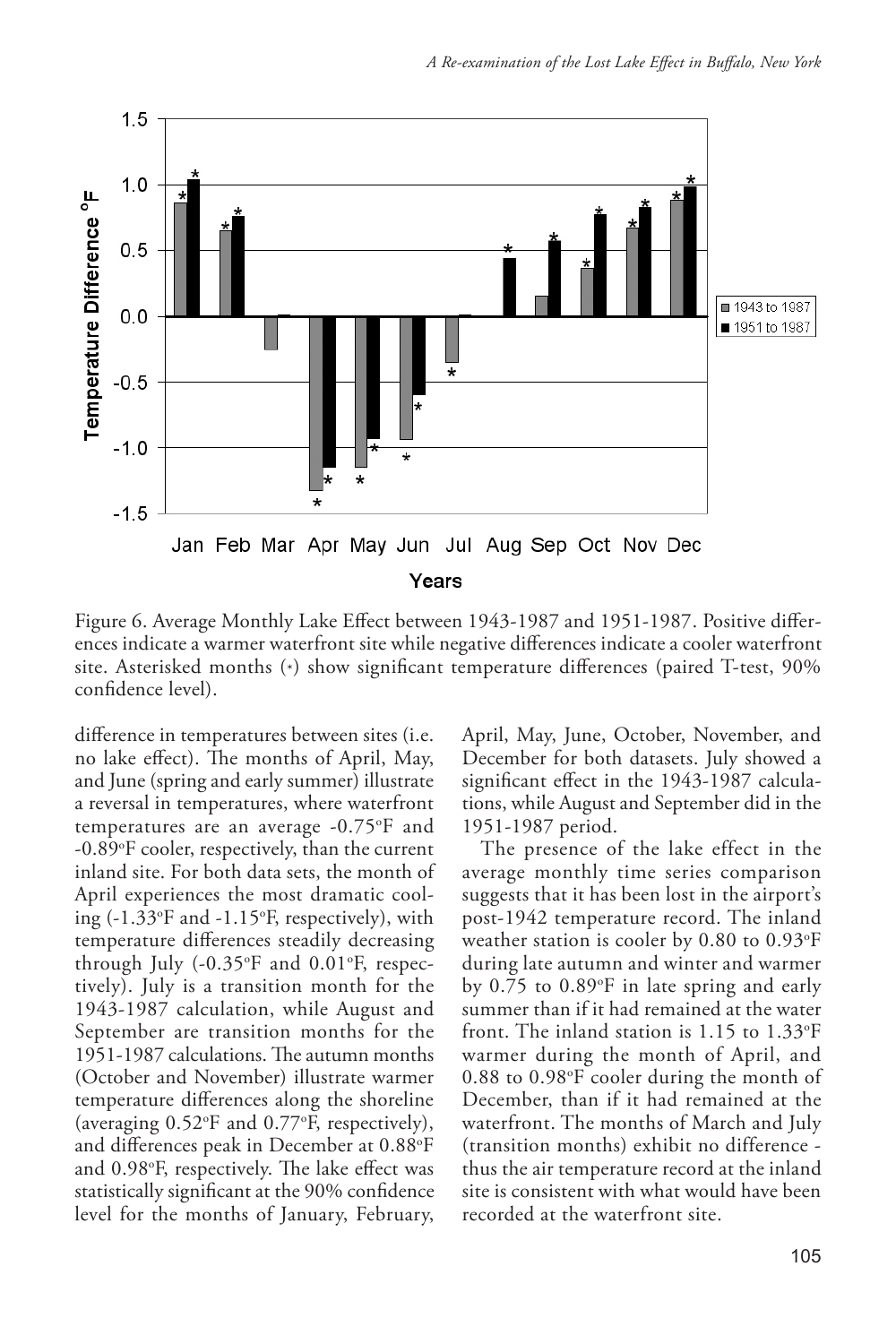Figure 6. Average Monthly Lake Effect between 1943-1987 and 1951-1987. Positive differences indicate a warmer waterfront site while negative differences indicate a cooler waterfront site. Asterisked months (*) show significant temperature differences (paired T-test, 90% confidence level).

difference in temperatures between sites (i.e. no lake effect). The months of April, May, and June (spring and early summer) illustrate a reversal in temperatures, where waterfront temperatures are an average -0.75°F and -0.89°F cooler, respectively, than the current inland site. For both data sets, the month of April experiences the most dramatic cooling (-1.33°F and -1.15°F, respectively), with temperature differences steadily decreasing through July (-0.35°F and 0.01°F, respectively). July is a transition month for the 1943-1987 calculation, while August and September are transition months for the 1951-1987 calculations. The autumn months (October and November) illustrate warmer temperature differences along the shoreline (averaging 0.52°F and 0.77°F, respectively), and differences peak in December at 0.88°F and 0.98°F, respectively. The lake effect was statistically significant at the 90% confidence level for the months of January, February, April, May, June, October, November, and December for both datasets. July showed a significant effect in the 1943-1987 calculations, while August and September did in the 1951-1987 period.

The presence of the lake effect in the average monthly time series comparison suggests that it has been lost in the airport's post-1942 temperature record. The inland weather station is cooler by 0.80 to 0.93°F during late autumn and winter and warmer by 0.75 to 0.89°F in late spring and early summer than if it had remained at the water front. The inland station is 1.15 to 1.33°F warmer during the month of April, and 0.88 to 0.98°F cooler during the month of December, than if it had remained at the waterfront. The months of March and July (transition months) exhibit no difference - thus the air temperature record at the inland site is consistent with what would have been recorded at the waterfront site.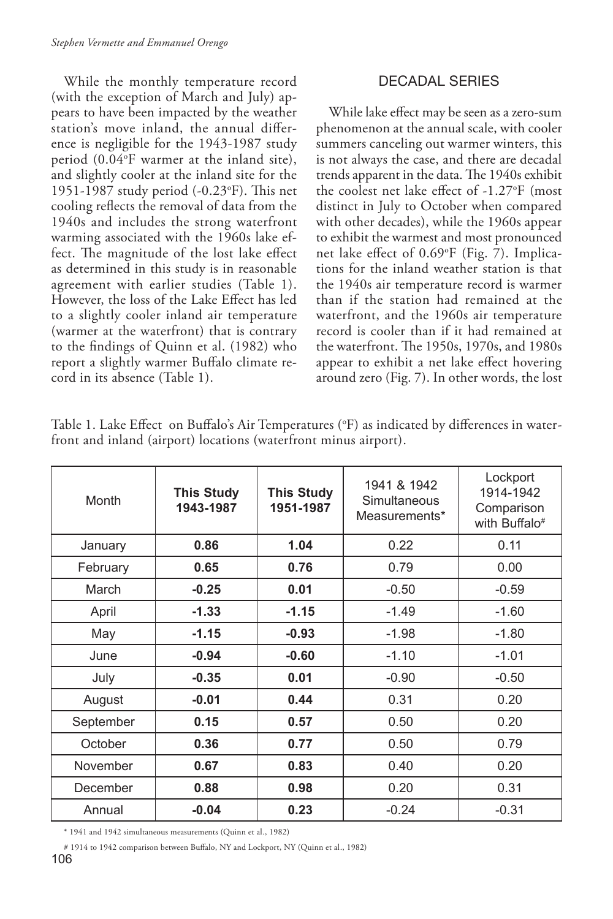While the monthly temperature record (with the exception of March and July) appears to have been impacted by the weather station's move inland, the annual difference is negligible for the 1943-1987 study period (0.04°F warmer at the inland site), and slightly cooler at the inland site for the 1951-1987 study period (-0.23°F). This net cooling reflects the removal of data from the 1940s and includes the strong waterfront warming associated with the 1960s lake effect. The magnitude of the lost lake effect as determined in this study is in reasonable agreement with earlier studies (Table 1). However, the loss of the Lake Effect has led to a slightly cooler inland air temperature (warmer at the waterfront) that is contrary to the findings of Quinn et al. (1982) who report a slightly warmer Buffalo climate record in its absence (Table 1).

## DECADAL SERIES

While lake effect may be seen as a zero-sum phenomenon at the annual scale, with cooler summers canceling out warmer winters, this is not always the case, and there are decadal trends apparent in the data. The 1940s exhibit the coolest net lake effect of -1.27°F (most distinct in July to October when compared with other decades), while the 1960s appear to exhibit the warmest and most pronounced net lake effect of 0.69°F (Fig. 7). Implications for the inland weather station is that the 1940s air temperature record is warmer than if the station had remained at the waterfront, and the 1960s air temperature record is cooler than if it had remained at the waterfront. The 1950s, 1970s, and 1980s appear to exhibit a net lake effect hovering around zero (Fig. 7). In other words, the lost

Table 1. Lake Effect on Buffalo's Air Temperatures (°F) as indicated by differences in waterfront and inland (airport) locations (waterfront minus airport).

| Month | **This Study 1943-1987** | **This Study 1951-1987** | 1941 & 1942 Simultaneous Measurements* | Lockport 1914-1942 Comparison with Buffalo# |
|---|---|---|---|---|
| January | **0.86** | **1.04** | 0.22 | 0.11 |
| February | **0.65** | **0.76** | 0.79 | 0.00 |
| March | **-0.25** | **0.01** | -0.50 | -0.59 |
| April | **-1.33** | **-1.15** | -1.49 | -1.60 |
| May | **-1.15** | **-0.93** | -1.98 | -1.80 |
| June | **-0.94** | **-0.60** | -1.10 | -1.01 |
| July | **-0.35** | **0.01** | -0.90 | -0.50 |
| August | **-0.01** | **0.44** | 0.31 | 0.20 |
| September | **0.15** | **0.57** | 0.50 | 0.20 |
| October | **0.36** | **0.77** | 0.50 | 0.79 |
| November | **0.67** | **0.83** | 0.40 | 0.20 |
| December | **0.88** | **0.98** | 0.20 | 0.31 |
| Annual | **-0.04** | **0.23** | -0.24 | -0.31 |

\* 1941 and 1942 simultaneous measurements (Quinn et al., 1982)

\# 1914 to 1942 comparison between Buffalo, NY and Lockport, NY (Quinn et al., 1982)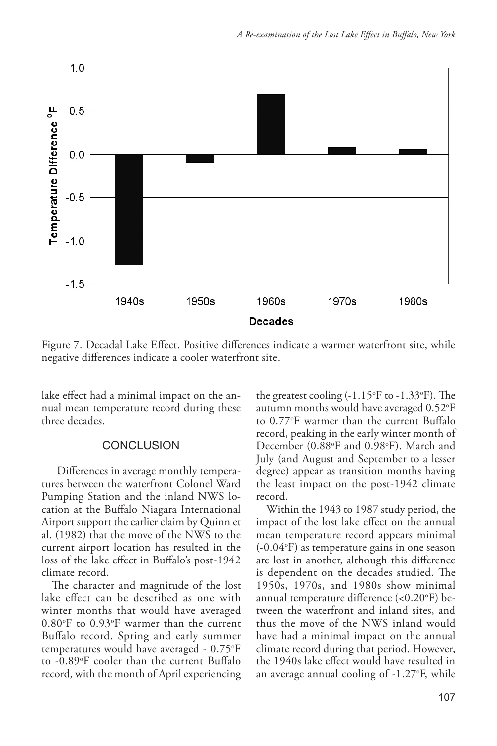Figure 7. Decadal Lake Effect. Positive differences indicate a warmer waterfront site, while negative differences indicate a cooler waterfront site.

lake effect had a minimal impact on the annual mean temperature record during these three decades.

## CONCLUSION

Differences in average monthly temperatures between the waterfront Colonel Ward Pumping Station and the inland NWS location at the Buffalo Niagara International Airport support the earlier claim by Quinn et al. (1982) that the move of the NWS to the current airport location has resulted in the loss of the lake effect in Buffalo's post-1942 climate record.

The character and magnitude of the lost lake effect can be described as one with winter months that would have averaged 0.80°F to 0.93°F warmer than the current Buffalo record. Spring and early summer temperatures would have averaged - 0.75°F to -0.89°F cooler than the current Buffalo record, with the month of April experiencing the greatest cooling (-1.15°F to -1.33°F). The autumn months would have averaged 0.52°F to 0.77°F warmer than the current Buffalo record, peaking in the early winter month of December (0.88°F and 0.98°F). March and July (and August and September to a lesser degree) appear as transition months having the least impact on the post-1942 climate record.

Within the 1943 to 1987 study period, the impact of the lost lake effect on the annual mean temperature record appears minimal (-0.04°F) as temperature gains in one season are lost in another, although this difference is dependent on the decades studied. The 1950s, 1970s, and 1980s show minimal annual temperature difference (<0.20°F) between the waterfront and inland sites, and thus the move of the NWS inland would have had a minimal impact on the annual climate record during that period. However, the 1940s lake effect would have resulted in an average annual cooling of -1.27°F, while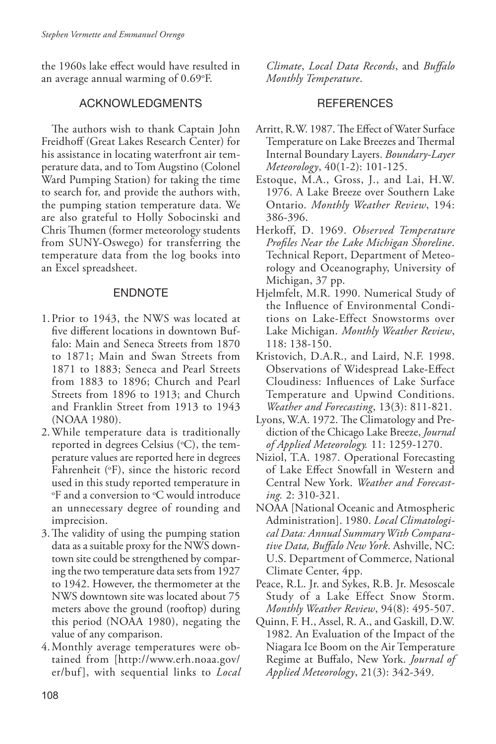the 1960s lake effect would have resulted in an average annual warming of 0.69°F.

## ACKNOWLEDGMENTS

The authors wish to thank Captain John Freidhoff (Great Lakes Research Center) for his assistance in locating waterfront air temperature data, and to Tom Augstino (Colonel Ward Pumping Station) for taking the time to search for, and provide the authors with, the pumping station temperature data. We are also grateful to Holly Sobocinski and Chris Thumen (former meteorology students from SUNY-Oswego) for transferring the temperature data from the log books into an Excel spreadsheet.

## ENDNOTE

1. Prior to 1943, the NWS was located at five different locations in downtown Buffalo: Main and Seneca Streets from 1870 to 1871; Main and Swan Streets from 1871 to 1883; Seneca and Pearl Streets from 1883 to 1896; Church and Pearl Streets from 1896 to 1913; and Church and Franklin Street from 1913 to 1943 (NOAA 1980).
2. While temperature data is traditionally reported in degrees Celsius (°C), the temperature values are reported here in degrees Fahrenheit (°F), since the historic record used in this study reported temperature in °F and a conversion to °C would introduce an unnecessary degree of rounding and imprecision.
3. The validity of using the pumping station data as a suitable proxy for the NWS downtown site could be strengthened by comparing the two temperature data sets from 1927 to 1942. However, the thermometer at the NWS downtown site was located about 75 meters above the ground (rooftop) during this period (NOAA 1980), negating the value of any comparison.
4. Monthly average temperatures were obtained from [http://www.erh.noaa.gov/er/buf], with sequential links to *Local Climate*, *Local Data Records*, and *Buffalo Monthly Temperature*.

## REFERENCES

Arritt, R.W. 1987. The Effect of Water Surface Temperature on Lake Breezes and Thermal Internal Boundary Layers. *Boundary-Layer Meteorology*, 40(1-2): 101-125.

Estoque, M.A., Gross, J., and Lai, H.W. 1976. A Lake Breeze over Southern Lake Ontario. *Monthly Weather Review*, 194: 386-396.

Herkoff, D. 1969. *Observed Temperature Profiles Near the Lake Michigan Shoreline*. Technical Report, Department of Meteorology and Oceanography, University of Michigan, 37 pp.

Hjelmfelt, M.R. 1990. Numerical Study of the Influence of Environmental Conditions on Lake-Effect Snowstorms over Lake Michigan. *Monthly Weather Review*, 118: 138-150.

Kristovich, D.A.R., and Laird, N.F. 1998. Observations of Widespread Lake-Effect Cloudiness: Influences of Lake Surface Temperature and Upwind Conditions. *Weather and Forecasting*, 13(3): 811-821.

Lyons, W.A. 1972. The Climatology and Prediction of the Chicago Lake Breeze, *Journal of Applied Meteorology.* 11: 1259-1270.

Niziol, T.A. 1987. Operational Forecasting of Lake Effect Snowfall in Western and Central New York. *Weather and Forecasting.* 2: 310-321.

NOAA [National Oceanic and Atmospheric Administration]. 1980. *Local Climatological Data: Annual Summary With Comparative Data, Buffalo New York*. Ashville, NC: U.S. Department of Commerce, National Climate Center, 4pp.

Peace, R.L. Jr. and Sykes, R.B. Jr. Mesoscale Study of a Lake Effect Snow Storm. *Monthly Weather Review*, 94(8): 495-507.

Quinn, F. H., Assel, R. A., and Gaskill, D.W. 1982. An Evaluation of the Impact of the Niagara Ice Boom on the Air Temperature Regime at Buffalo, New York. *Journal of Applied Meteorology*, 21(3): 342-349.